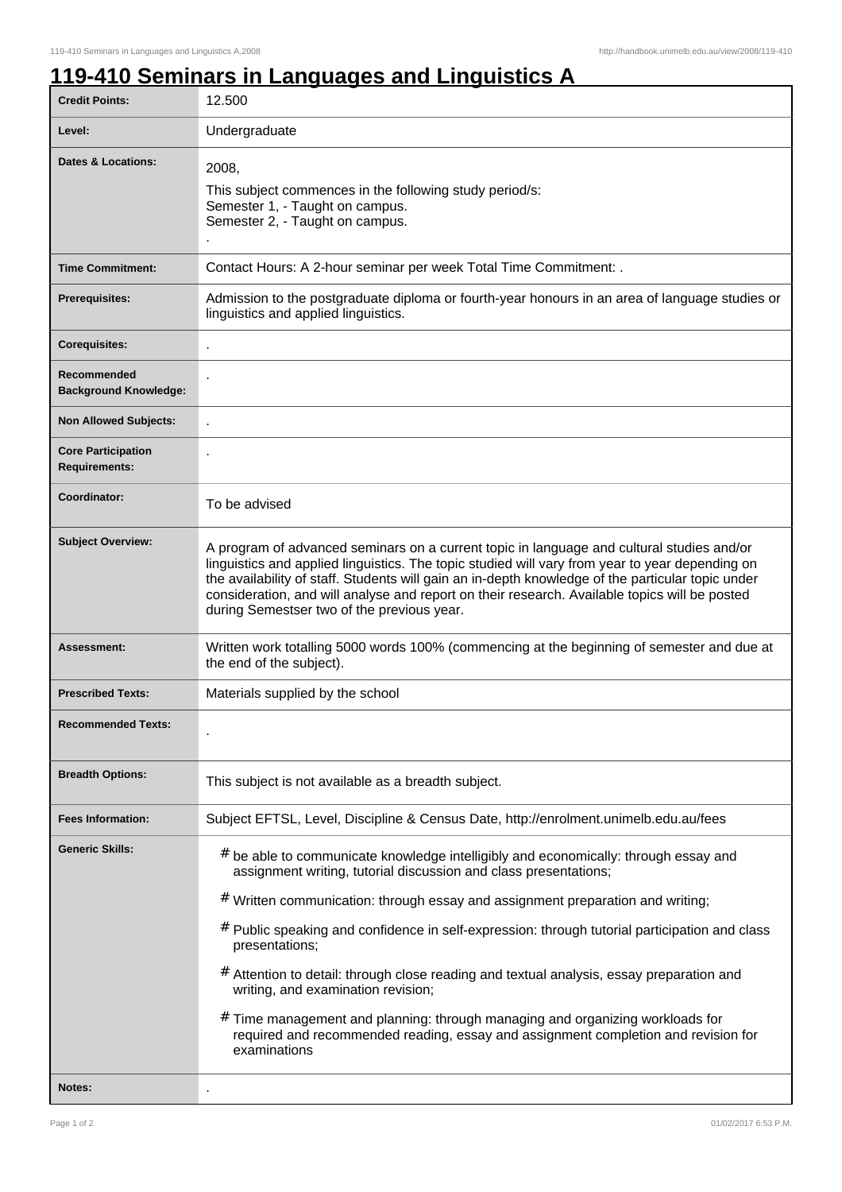# 119-410 Seminars in Languages and Linguistics A

| | |
|---|---|
| **Credit Points:** | 12.500 |
| **Level:** | Undergraduate |
| **Dates & Locations:** | 2008,<br>This subject commences in the following study period/s:<br>Semester 1, - Taught on campus.<br>Semester 2, - Taught on campus.<br>. |
| **Time Commitment:** | Contact Hours: A 2-hour seminar per week Total Time Commitment: . |
| **Prerequisites:** | Admission to the postgraduate diploma or fourth-year honours in an area of language studies or linguistics and applied linguistics. |
| **Corequisites:** | . |
| **Recommended Background Knowledge:** | . |
| **Non Allowed Subjects:** | . |
| **Core Participation Requirements:** | . |
| **Coordinator:** | To be advised |
| **Subject Overview:** | A program of advanced seminars on a current topic in language and cultural studies and/or linguistics and applied linguistics. The topic studied will vary from year to year depending on the availability of staff. Students will gain an in-depth knowledge of the particular topic under consideration, and will analyse and report on their research. Available topics will be posted during Semestser two of the previous year. |
| **Assessment:** | Written work totalling 5000 words 100% (commencing at the beginning of semester and due at the end of the subject). |
| **Prescribed Texts:** | Materials supplied by the school |
| **Recommended Texts:** | . |
| **Breadth Options:** | This subject is not available as a breadth subject. |
| **Fees Information:** | Subject EFTSL, Level, Discipline & Census Date, http://enrolment.unimelb.edu.au/fees |
| **Generic Skills:** | # be able to communicate knowledge intelligibly and economically: through essay and assignment writing, tutorial discussion and class presentations;<br># Written communication: through essay and assignment preparation and writing;<br># Public speaking and confidence in self-expression: through tutorial participation and class presentations;<br># Attention to detail: through close reading and textual analysis, essay preparation and writing, and examination revision;<br># Time management and planning: through managing and organizing workloads for required and recommended reading, essay and assignment completion and revision for examinations |
| **Notes:** | . |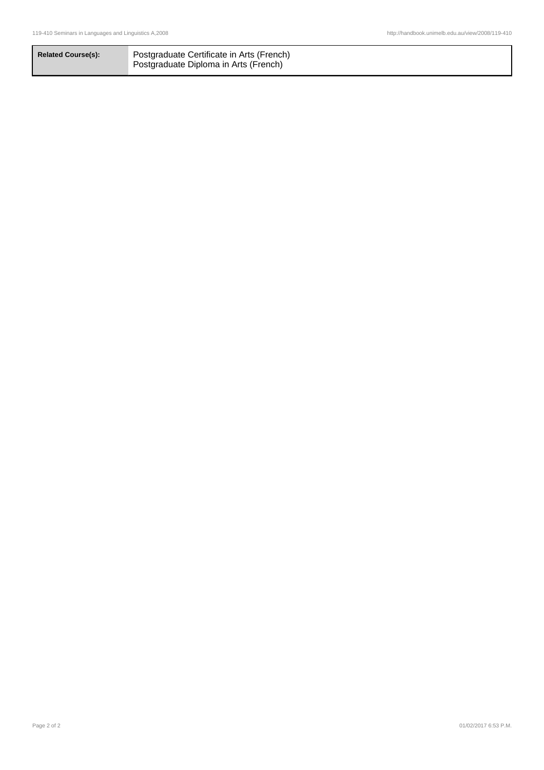| | |
|---|---|
| **Related Course(s):** | Postgraduate Certificate in Arts (French)<br>Postgraduate Diploma in Arts (French) |